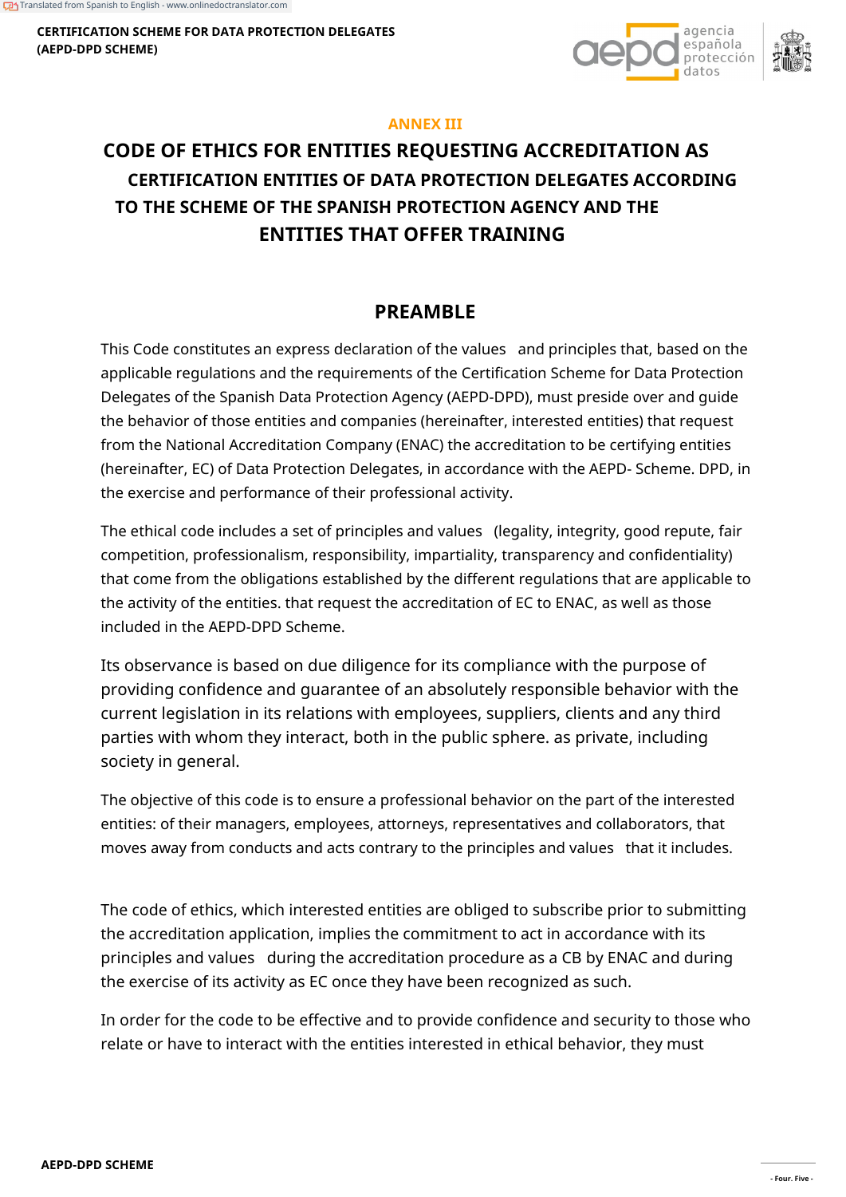## ANNEX III

# CODE OF ETHICS FOR ENTITIES REQUESTING ACCREDITATION AS CERTIFICATION ENTITIES OF DATA PROTECTION DELEGATES ACCORDING TO THE SCHEME OF THE SPANISH PROTECTION AGENCY AND THE ENTITIES THAT OFFER TRAINING

## PREAMBLE

This Code constitutes an express declaration of the values and principles that, based on the applicable regulations and the requirements of the Certification Scheme for Data Protection Delegates of the Spanish Data Protection Agency (AEPD-DPD), must preside over and guide the behavior of those entities and companies (hereinafter, interested entities) that request from the National Accreditation Company (ENAC) the accreditation to be certifying entities (hereinafter, EC) of Data Protection Delegates, in accordance with the AEPD- Scheme. DPD, in the exercise and performance of their professional activity.

The ethical code includes a set of principles and values (legality, integrity, good repute, fair competition, professionalism, responsibility, impartiality, transparency and confidentiality) that come from the obligations established by the different regulations that are applicable to the activity of the entities. that request the accreditation of EC to ENAC, as well as those included in the AEPD-DPD Scheme.

Its observance is based on due diligence for its compliance with the purpose of providing confidence and guarantee of an absolutely responsible behavior with the current legislation in its relations with employees, suppliers, clients and any third parties with whom they interact, both in the public sphere. as private, including society in general.

The objective of this code is to ensure a professional behavior on the part of the interested entities: of their managers, employees, attorneys, representatives and collaborators, that moves away from conducts and acts contrary to the principles and values that it includes.

The code of ethics, which interested entities are obliged to subscribe prior to submitting the accreditation application, implies the commitment to act in accordance with its principles and values during the accreditation procedure as a CB by ENAC and during the exercise of its activity as EC once they have been recognized as such.

In order for the code to be effective and to provide confidence and security to those who relate or have to interact with the entities interested in ethical behavior, they must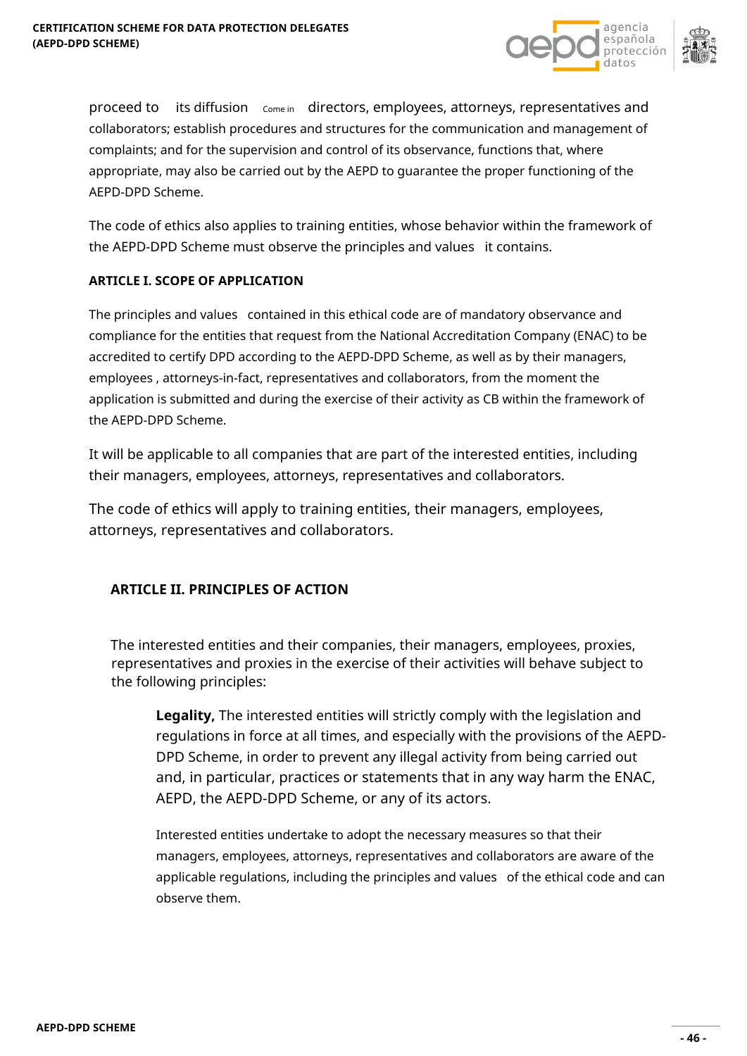proceed to its diffusion Come in directors, employees, attorneys, representatives and collaborators; establish procedures and structures for the communication and management of complaints; and for the supervision and control of its observance, functions that, where appropriate, may also be carried out by the AEPD to guarantee the proper functioning of the AEPD-DPD Scheme.

The code of ethics also applies to training entities, whose behavior within the framework of the AEPD-DPD Scheme must observe the principles and values it contains.

#### ARTICLE I. SCOPE OF APPLICATION

The principles and values contained in this ethical code are of mandatory observance and compliance for the entities that request from the National Accreditation Company (ENAC) to be accredited to certify DPD according to the AEPD-DPD Scheme, as well as by their managers, employees , attorneys-in-fact, representatives and collaborators, from the moment the application is submitted and during the exercise of their activity as CB within the framework of the AEPD-DPD Scheme.

It will be applicable to all companies that are part of the interested entities, including their managers, employees, attorneys, representatives and collaborators.

The code of ethics will apply to training entities, their managers, employees, attorneys, representatives and collaborators.

#### ARTICLE II. PRINCIPLES OF ACTION

The interested entities and their companies, their managers, employees, proxies, representatives and proxies in the exercise of their activities will behave subject to the following principles:

**Legality,** The interested entities will strictly comply with the legislation and regulations in force at all times, and especially with the provisions of the AEPD-DPD Scheme, in order to prevent any illegal activity from being carried out and, in particular, practices or statements that in any way harm the ENAC, AEPD, the AEPD-DPD Scheme, or any of its actors.

Interested entities undertake to adopt the necessary measures so that their managers, employees, attorneys, representatives and collaborators are aware of the applicable regulations, including the principles and values of the ethical code and can observe them.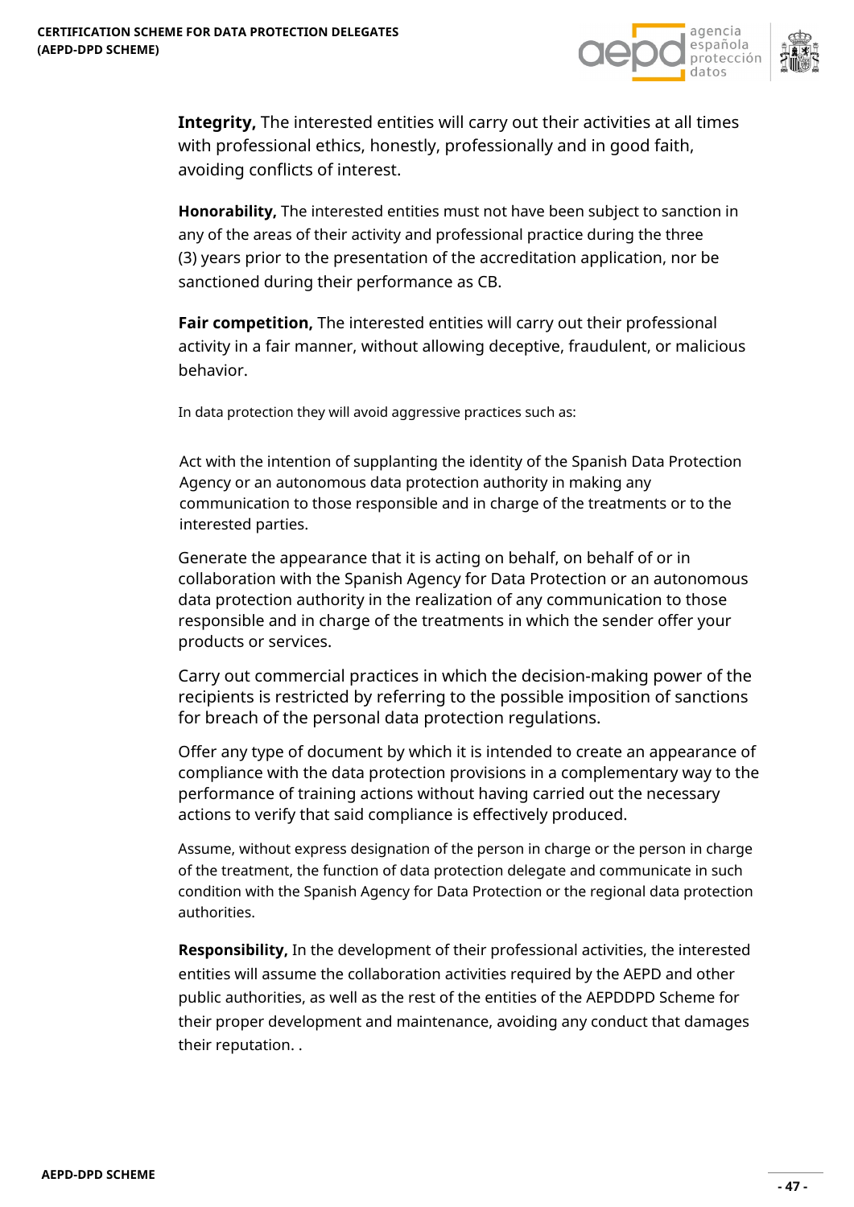**Integrity,** The interested entities will carry out their activities at all times with professional ethics, honestly, professionally and in good faith, avoiding conflicts of interest.

**Honorability,** The interested entities must not have been subject to sanction in any of the areas of their activity and professional practice during the three (3) years prior to the presentation of the accreditation application, nor be sanctioned during their performance as CB.

**Fair competition,** The interested entities will carry out their professional activity in a fair manner, without allowing deceptive, fraudulent, or malicious behavior.

In data protection they will avoid aggressive practices such as:

Act with the intention of supplanting the identity of the Spanish Data Protection Agency or an autonomous data protection authority in making any communication to those responsible and in charge of the treatments or to the interested parties.

Generate the appearance that it is acting on behalf, on behalf of or in collaboration with the Spanish Agency for Data Protection or an autonomous data protection authority in the realization of any communication to those responsible and in charge of the treatments in which the sender offer your products or services.

Carry out commercial practices in which the decision-making power of the recipients is restricted by referring to the possible imposition of sanctions for breach of the personal data protection regulations.

Offer any type of document by which it is intended to create an appearance of compliance with the data protection provisions in a complementary way to the performance of training actions without having carried out the necessary actions to verify that said compliance is effectively produced.

Assume, without express designation of the person in charge or the person in charge of the treatment, the function of data protection delegate and communicate in such condition with the Spanish Agency for Data Protection or the regional data protection authorities.

**Responsibility,** In the development of their professional activities, the interested entities will assume the collaboration activities required by the AEPD and other public authorities, as well as the rest of the entities of the AEPDDPD Scheme for their proper development and maintenance, avoiding any conduct that damages their reputation. .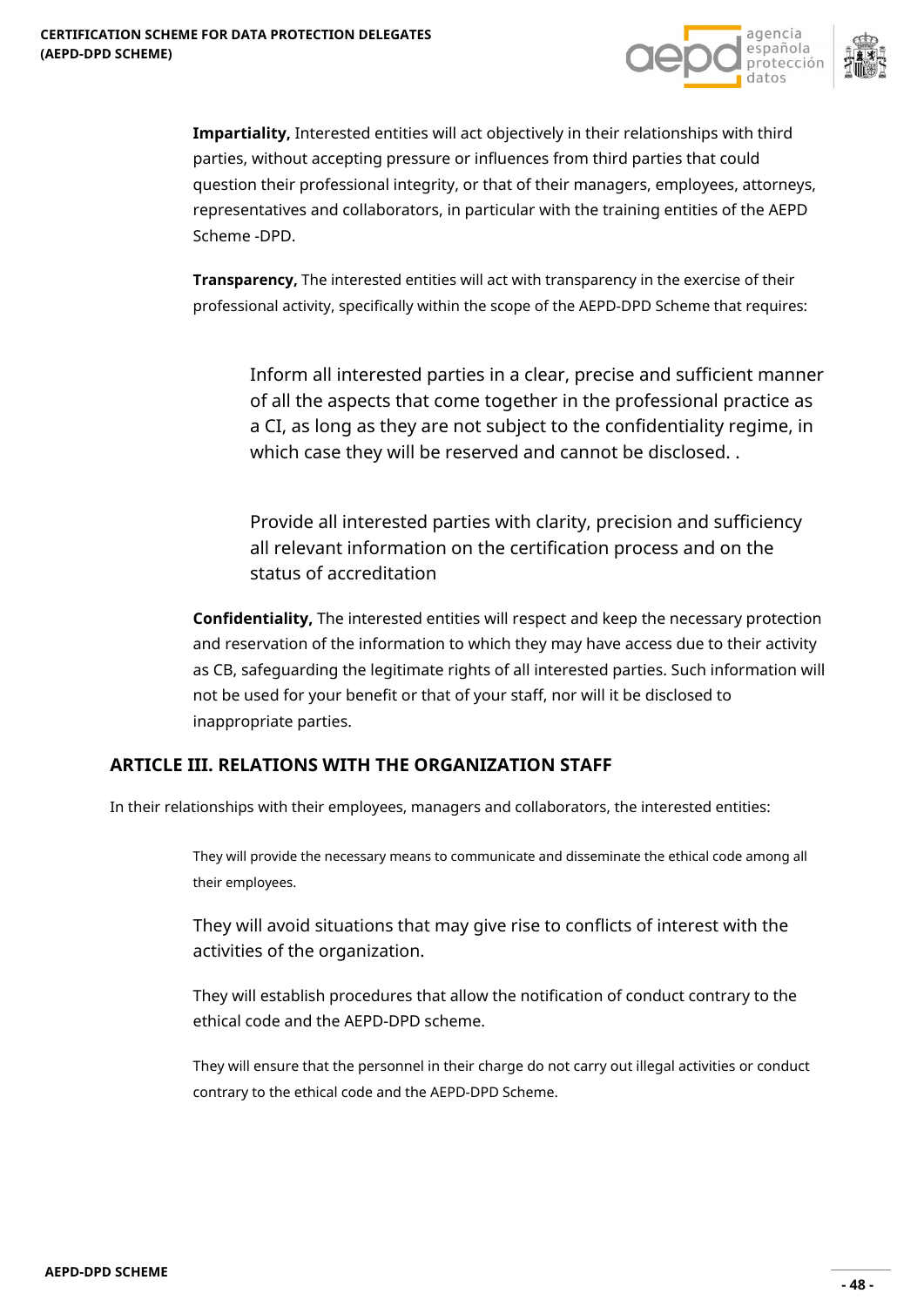**Impartiality,** Interested entities will act objectively in their relationships with third parties, without accepting pressure or influences from third parties that could question their professional integrity, or that of their managers, employees, attorneys, representatives and collaborators, in particular with the training entities of the AEPD Scheme -DPD.

**Transparency,** The interested entities will act with transparency in the exercise of their professional activity, specifically within the scope of the AEPD-DPD Scheme that requires:

> Inform all interested parties in a clear, precise and sufficient manner of all the aspects that come together in the professional practice as a CI, as long as they are not subject to the confidentiality regime, in which case they will be reserved and cannot be disclosed. .
>
> Provide all interested parties with clarity, precision and sufficiency all relevant information on the certification process and on the status of accreditation

**Confidentiality,** The interested entities will respect and keep the necessary protection and reservation of the information to which they may have access due to their activity as CB, safeguarding the legitimate rights of all interested parties. Such information will not be used for your benefit or that of your staff, nor will it be disclosed to inappropriate parties.

## ARTICLE III. RELATIONS WITH THE ORGANIZATION STAFF

In their relationships with their employees, managers and collaborators, the interested entities:

They will provide the necessary means to communicate and disseminate the ethical code among all their employees.

They will avoid situations that may give rise to conflicts of interest with the activities of the organization.

They will establish procedures that allow the notification of conduct contrary to the ethical code and the AEPD-DPD scheme.

They will ensure that the personnel in their charge do not carry out illegal activities or conduct contrary to the ethical code and the AEPD-DPD Scheme.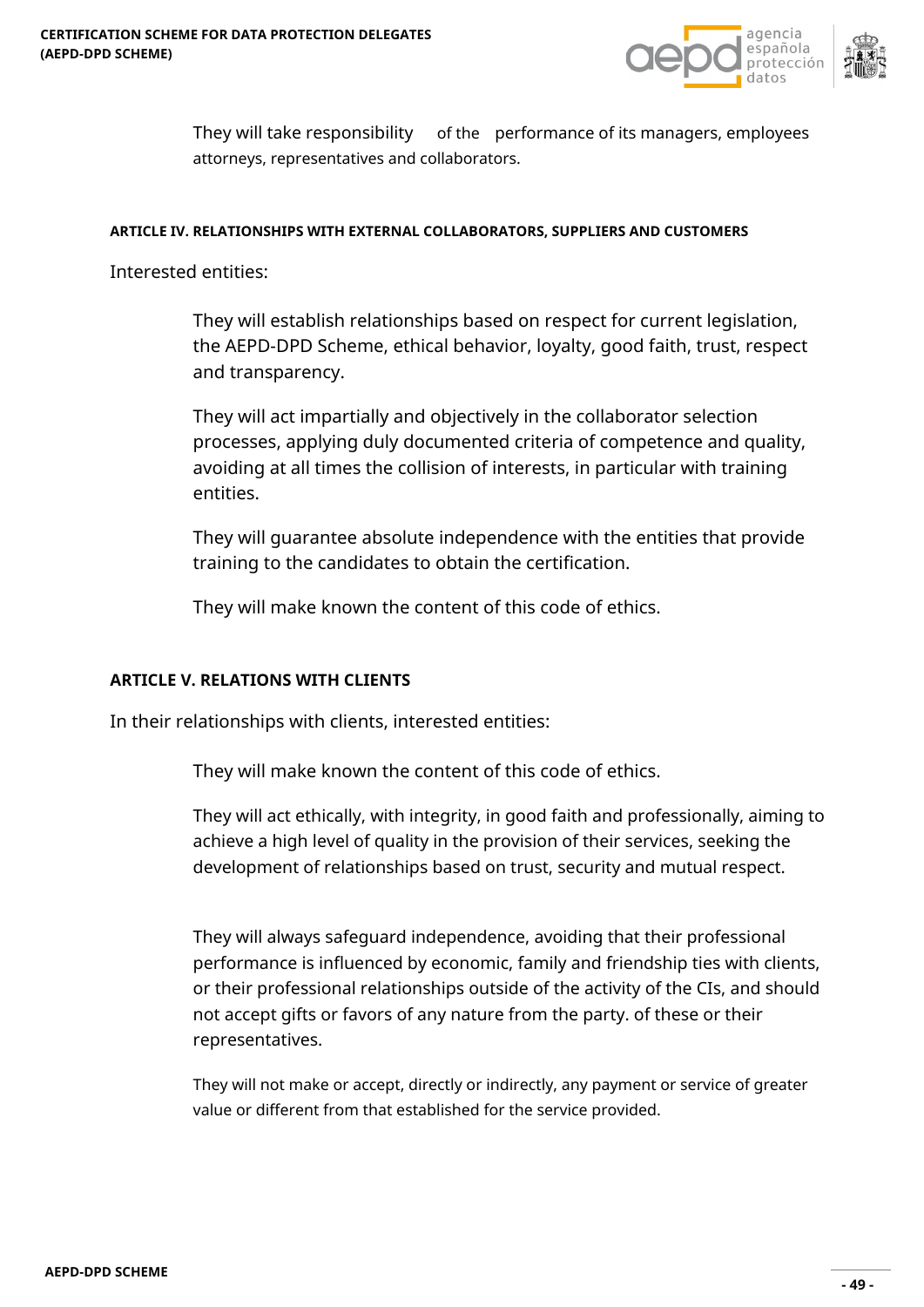They will take responsibility of the performance of its managers, employees attorneys, representatives and collaborators.

#### ARTICLE IV. RELATIONSHIPS WITH EXTERNAL COLLABORATORS, SUPPLIERS AND CUSTOMERS

Interested entities:

They will establish relationships based on respect for current legislation, the AEPD-DPD Scheme, ethical behavior, loyalty, good faith, trust, respect and transparency.

They will act impartially and objectively in the collaborator selection processes, applying duly documented criteria of competence and quality, avoiding at all times the collision of interests, in particular with training entities.

They will guarantee absolute independence with the entities that provide training to the candidates to obtain the certification.

They will make known the content of this code of ethics.

#### ARTICLE V. RELATIONS WITH CLIENTS

In their relationships with clients, interested entities:

They will make known the content of this code of ethics.

They will act ethically, with integrity, in good faith and professionally, aiming to achieve a high level of quality in the provision of their services, seeking the development of relationships based on trust, security and mutual respect.

They will always safeguard independence, avoiding that their professional performance is influenced by economic, family and friendship ties with clients, or their professional relationships outside of the activity of the CIs, and should not accept gifts or favors of any nature from the party. of these or their representatives.

They will not make or accept, directly or indirectly, any payment or service of greater value or different from that established for the service provided.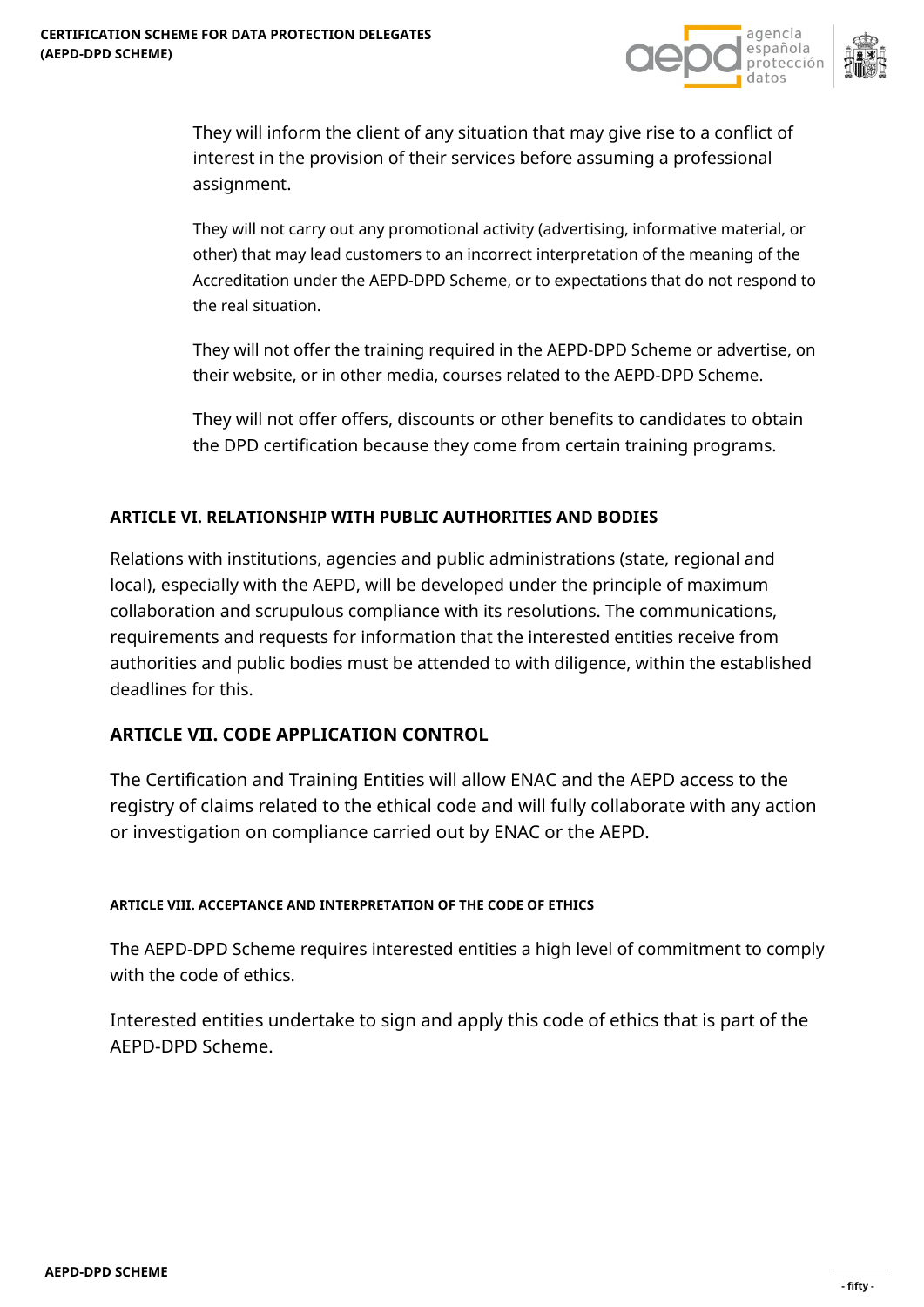They will inform the client of any situation that may give rise to a conflict of interest in the provision of their services before assuming a professional assignment.

They will not carry out any promotional activity (advertising, informative material, or other) that may lead customers to an incorrect interpretation of the meaning of the Accreditation under the AEPD-DPD Scheme, or to expectations that do not respond to the real situation.

They will not offer the training required in the AEPD-DPD Scheme or advertise, on their website, or in other media, courses related to the AEPD-DPD Scheme.

They will not offer offers, discounts or other benefits to candidates to obtain the DPD certification because they come from certain training programs.

## ARTICLE VI. RELATIONSHIP WITH PUBLIC AUTHORITIES AND BODIES

Relations with institutions, agencies and public administrations (state, regional and local), especially with the AEPD, will be developed under the principle of maximum collaboration and scrupulous compliance with its resolutions. The communications, requirements and requests for information that the interested entities receive from authorities and public bodies must be attended to with diligence, within the established deadlines for this.

## ARTICLE VII. CODE APPLICATION CONTROL

The Certification and Training Entities will allow ENAC and the AEPD access to the registry of claims related to the ethical code and will fully collaborate with any action or investigation on compliance carried out by ENAC or the AEPD.

## ARTICLE VIII. ACCEPTANCE AND INTERPRETATION OF THE CODE OF ETHICS

The AEPD-DPD Scheme requires interested entities a high level of commitment to comply with the code of ethics.

Interested entities undertake to sign and apply this code of ethics that is part of the AEPD-DPD Scheme.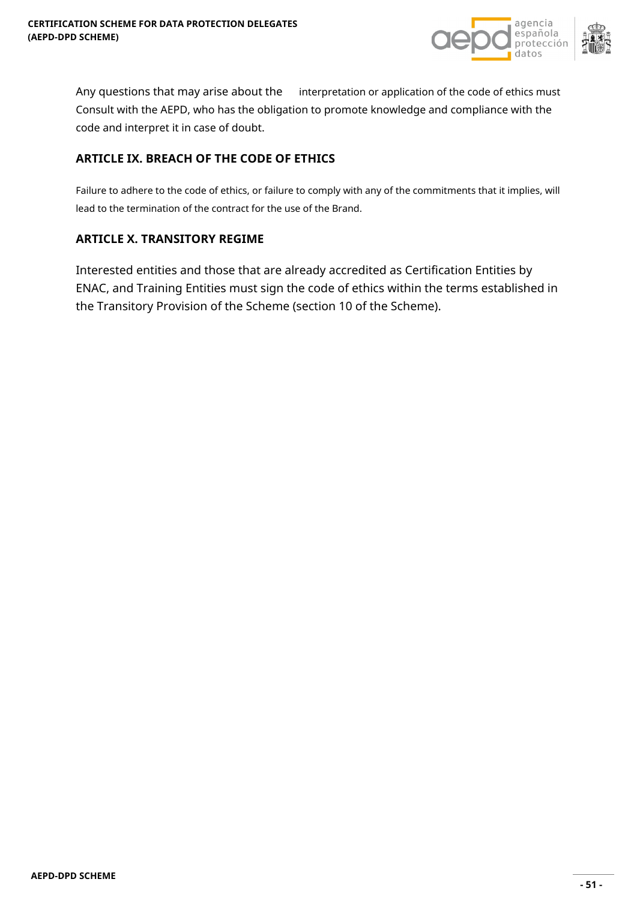Any questions that may arise about the interpretation or application of the code of ethics must Consult with the AEPD, who has the obligation to promote knowledge and compliance with the code and interpret it in case of doubt.

## ARTICLE IX. BREACH OF THE CODE OF ETHICS

Failure to adhere to the code of ethics, or failure to comply with any of the commitments that it implies, will lead to the termination of the contract for the use of the Brand.

## ARTICLE X. TRANSITORY REGIME

Interested entities and those that are already accredited as Certification Entities by ENAC, and Training Entities must sign the code of ethics within the terms established in the Transitory Provision of the Scheme (section 10 of the Scheme).